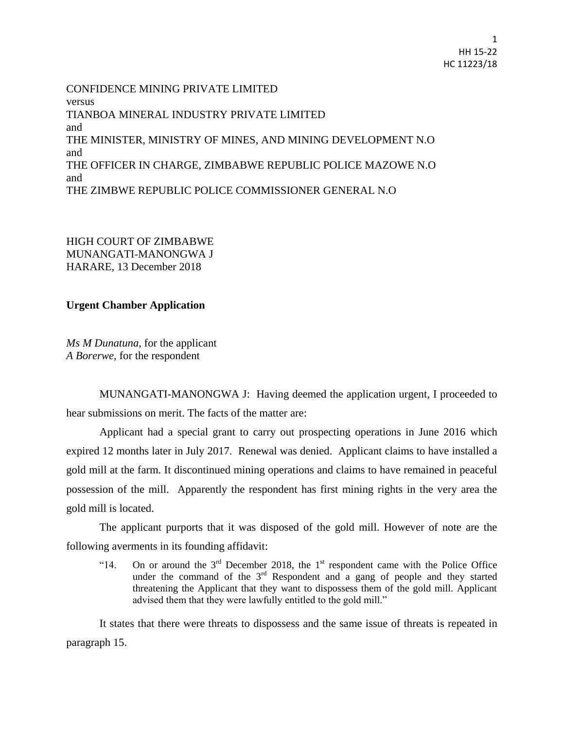CONFIDENCE MINING PRIVATE LIMITED
versus
TIANBOA MINERAL INDUSTRY PRIVATE LIMITED
and
THE MINISTER, MINISTRY OF MINES, AND MINING DEVELOPMENT N.O
and
THE OFFICER IN CHARGE, ZIMBABWE REPUBLIC POLICE MAZOWE N.O
and
THE ZIMBWE REPUBLIC POLICE COMMISSIONER GENERAL N.O

HIGH COURT OF ZIMBABWE
MUNANGATI-MANONGWA J
HARARE, 13 December 2018

**Urgent Chamber Application**

*Ms M Dunatuna*, for the applicant
*A Borerwe*, for the respondent

MUNANGATI-MANONGWA J: Having deemed the application urgent, I proceeded to hear submissions on merit. The facts of the matter are:

Applicant had a special grant to carry out prospecting operations in June 2016 which expired 12 months later in July 2017. Renewal was denied. Applicant claims to have installed a gold mill at the farm. It discontinued mining operations and claims to have remained in peaceful possession of the mill. Apparently the respondent has first mining rights in the very area the gold mill is located.

The applicant purports that it was disposed of the gold mill. However of note are the following averments in its founding affidavit:

> "14. On or around the 3rd December 2018, the 1st respondent came with the Police Office under the command of the 3rd Respondent and a gang of people and they started threatening the Applicant that they want to dispossess them of the gold mill. Applicant advised them that they were lawfully entitled to the gold mill."

It states that there were threats to dispossess and the same issue of threats is repeated in paragraph 15.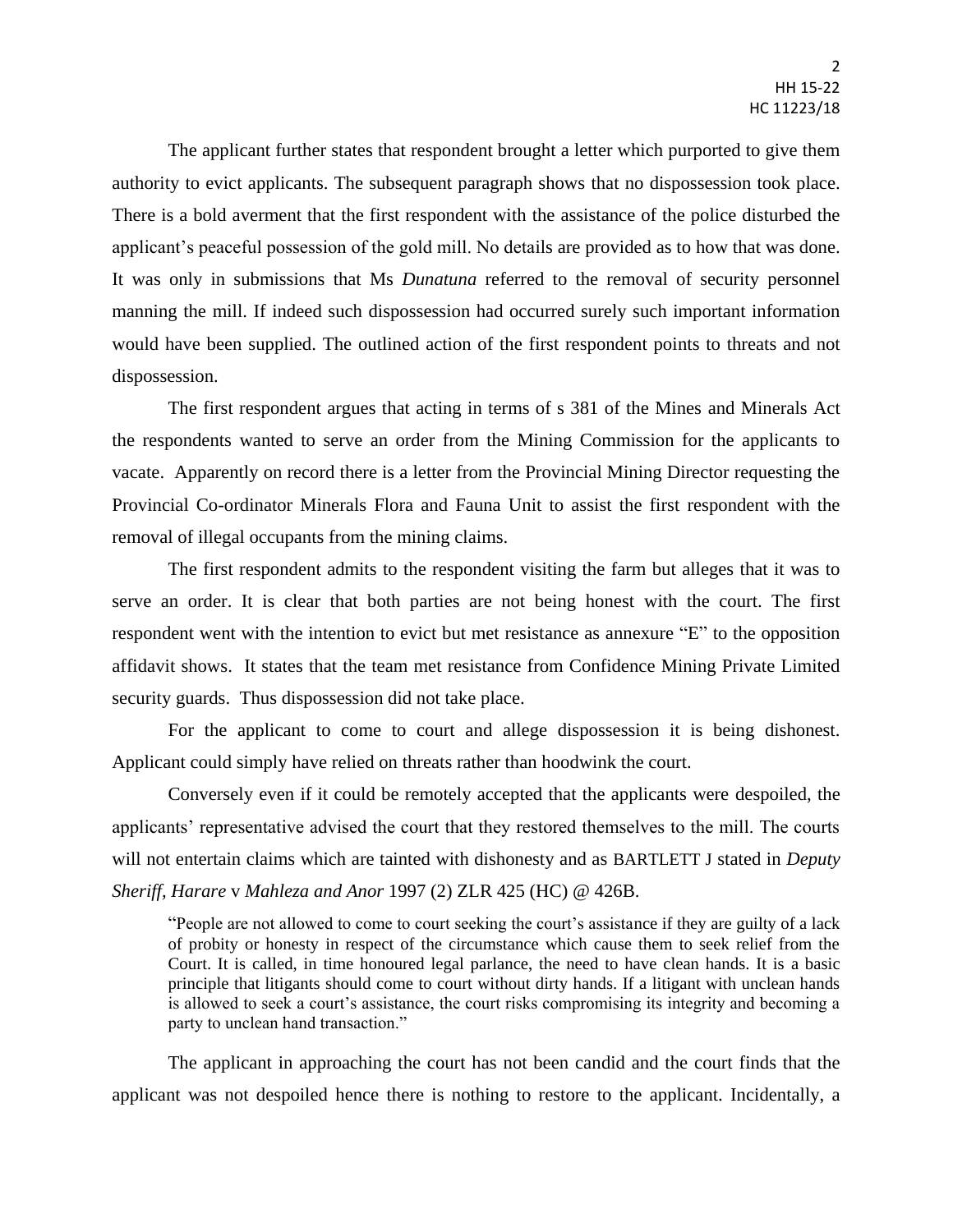The applicant further states that respondent brought a letter which purported to give them authority to evict applicants. The subsequent paragraph shows that no dispossession took place. There is a bold averment that the first respondent with the assistance of the police disturbed the applicant's peaceful possession of the gold mill. No details are provided as to how that was done. It was only in submissions that Ms *Dunatuna* referred to the removal of security personnel manning the mill. If indeed such dispossession had occurred surely such important information would have been supplied. The outlined action of the first respondent points to threats and not dispossession.

The first respondent argues that acting in terms of s 381 of the Mines and Minerals Act the respondents wanted to serve an order from the Mining Commission for the applicants to vacate. Apparently on record there is a letter from the Provincial Mining Director requesting the Provincial Co-ordinator Minerals Flora and Fauna Unit to assist the first respondent with the removal of illegal occupants from the mining claims.

The first respondent admits to the respondent visiting the farm but alleges that it was to serve an order. It is clear that both parties are not being honest with the court. The first respondent went with the intention to evict but met resistance as annexure "E" to the opposition affidavit shows. It states that the team met resistance from Confidence Mining Private Limited security guards. Thus dispossession did not take place.

For the applicant to come to court and allege dispossession it is being dishonest. Applicant could simply have relied on threats rather than hoodwink the court.

Conversely even if it could be remotely accepted that the applicants were despoiled, the applicants' representative advised the court that they restored themselves to the mill. The courts will not entertain claims which are tainted with dishonesty and as BARTLETT J stated in *Deputy Sheriff, Harare* v *Mahleza and Anor* 1997 (2) ZLR 425 (HC) @ 426B.

> "People are not allowed to come to court seeking the court's assistance if they are guilty of a lack of probity or honesty in respect of the circumstance which cause them to seek relief from the Court. It is called, in time honoured legal parlance, the need to have clean hands. It is a basic principle that litigants should come to court without dirty hands. If a litigant with unclean hands is allowed to seek a court's assistance, the court risks compromising its integrity and becoming a party to unclean hand transaction."

The applicant in approaching the court has not been candid and the court finds that the applicant was not despoiled hence there is nothing to restore to the applicant. Incidentally, a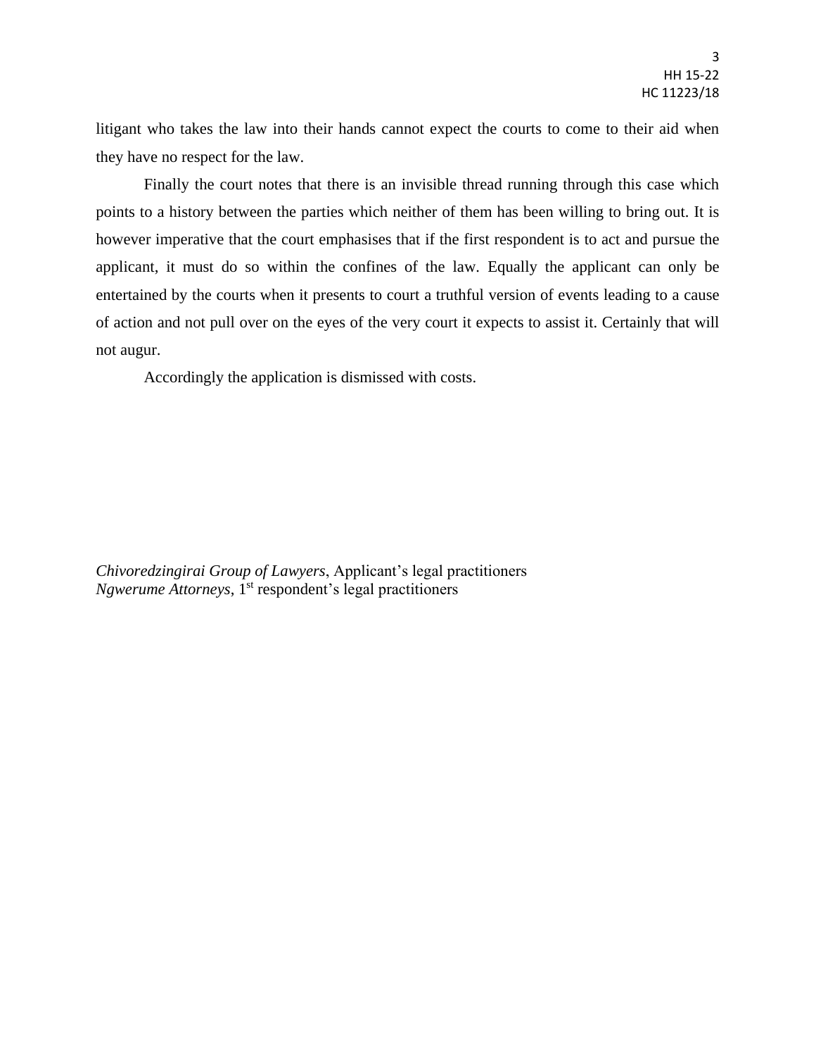litigant who takes the law into their hands cannot expect the courts to come to their aid when they have no respect for the law.

Finally the court notes that there is an invisible thread running through this case which points to a history between the parties which neither of them has been willing to bring out. It is however imperative that the court emphasises that if the first respondent is to act and pursue the applicant, it must do so within the confines of the law. Equally the applicant can only be entertained by the courts when it presents to court a truthful version of events leading to a cause of action and not pull over on the eyes of the very court it expects to assist it. Certainly that will not augur.

Accordingly the application is dismissed with costs.

*Chivoredzingirai Group of Lawyers*, Applicant's legal practitioners
*Ngwerume Attorneys*, 1st respondent's legal practitioners